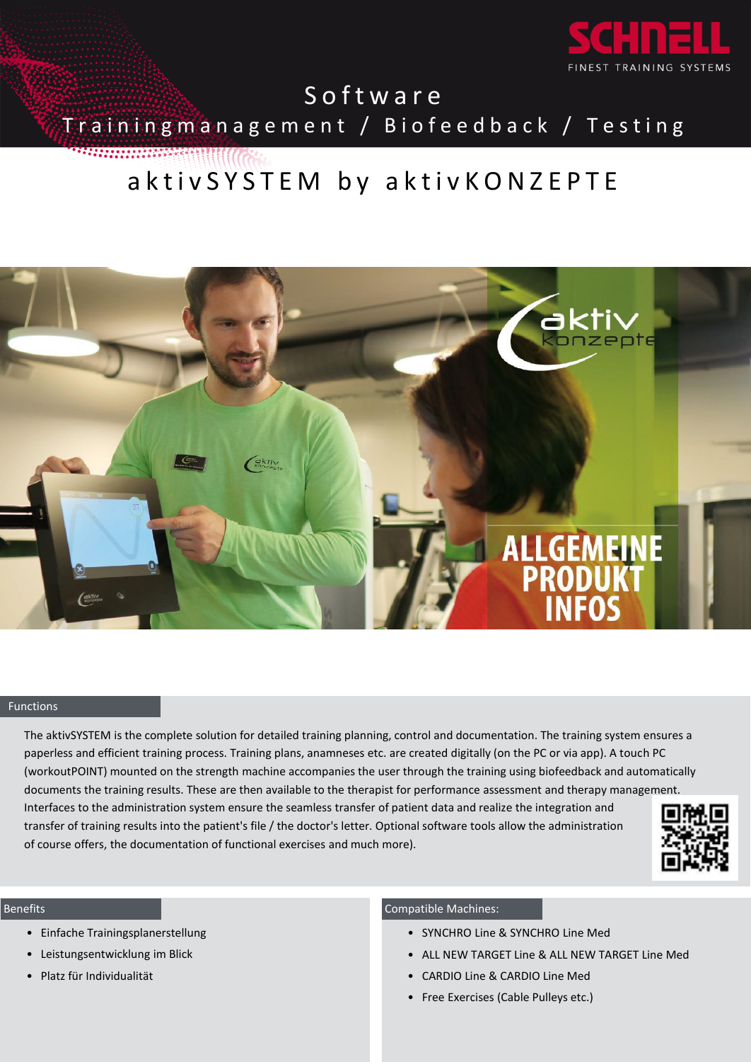SCHNELL
FINEST TRAINING SYSTEMS

# Software

## Trainingmanagement / Biofeedback / Testing

# aktivSYSTEM by aktivKONZEPTE

aktiv konzepte

ALLGEMEINE PRODUKT INFOS

### Functions

The aktivSYSTEM is the complete solution for detailed training planning, control and documentation. The training system ensures a paperless and efficient training process. Training plans, anamneses etc. are created digitally (on the PC or via app). A touch PC (workoutPOINT) mounted on the strength machine accompanies the user through the training using biofeedback and automatically documents the training results. These are then available to the therapist for performance assessment and therapy management. Interfaces to the administration system ensure the seamless transfer of patient data and realize the integration and transfer of training results into the patient's file / the doctor's letter. Optional software tools allow the administration of course offers, the documentation of functional exercises and much more).

### Benefits

- Einfache Trainingsplanerstellung
- Leistungsentwicklung im Blick
- Platz für Individualität

### Compatible Machines:

- SYNCHRO Line & SYNCHRO Line Med
- ALL NEW TARGET Line & ALL NEW TARGET Line Med
- CARDIO Line & CARDIO Line Med
- Free Exercises (Cable Pulleys etc.)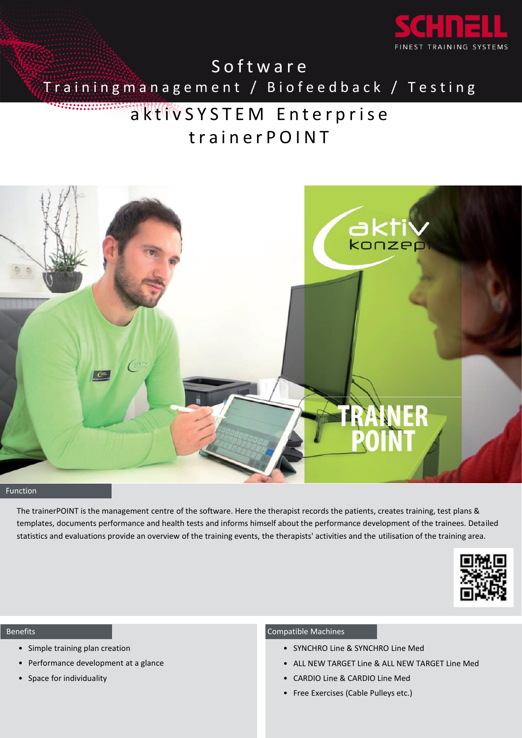SCHNELL

FINEST TRAINING SYSTEMS

# Software

## Trainingmanagement / Biofeedback / Testing

## aktivSYSTEM Enterprise trainerPOINT

### Function

The trainerPOINT is the management centre of the software. Here the therapist records the patients, creates training, test plans & templates, documents performance and health tests and informs himself about the performance development of the trainees. Detailed statistics and evaluations provide an overview of the training events, the therapists' activities and the utilisation of the training area.

### Benefits

- Simple training plan creation
- Performance development at a glance
- Space for individuality

### Compatible Machines

- SYNCHRO Line & SYNCHRO Line Med
- ALL NEW TARGET Line & ALL NEW TARGET Line Med
- CARDIO Line & CARDIO Line Med
- Free Exercises (Cable Pulleys etc.)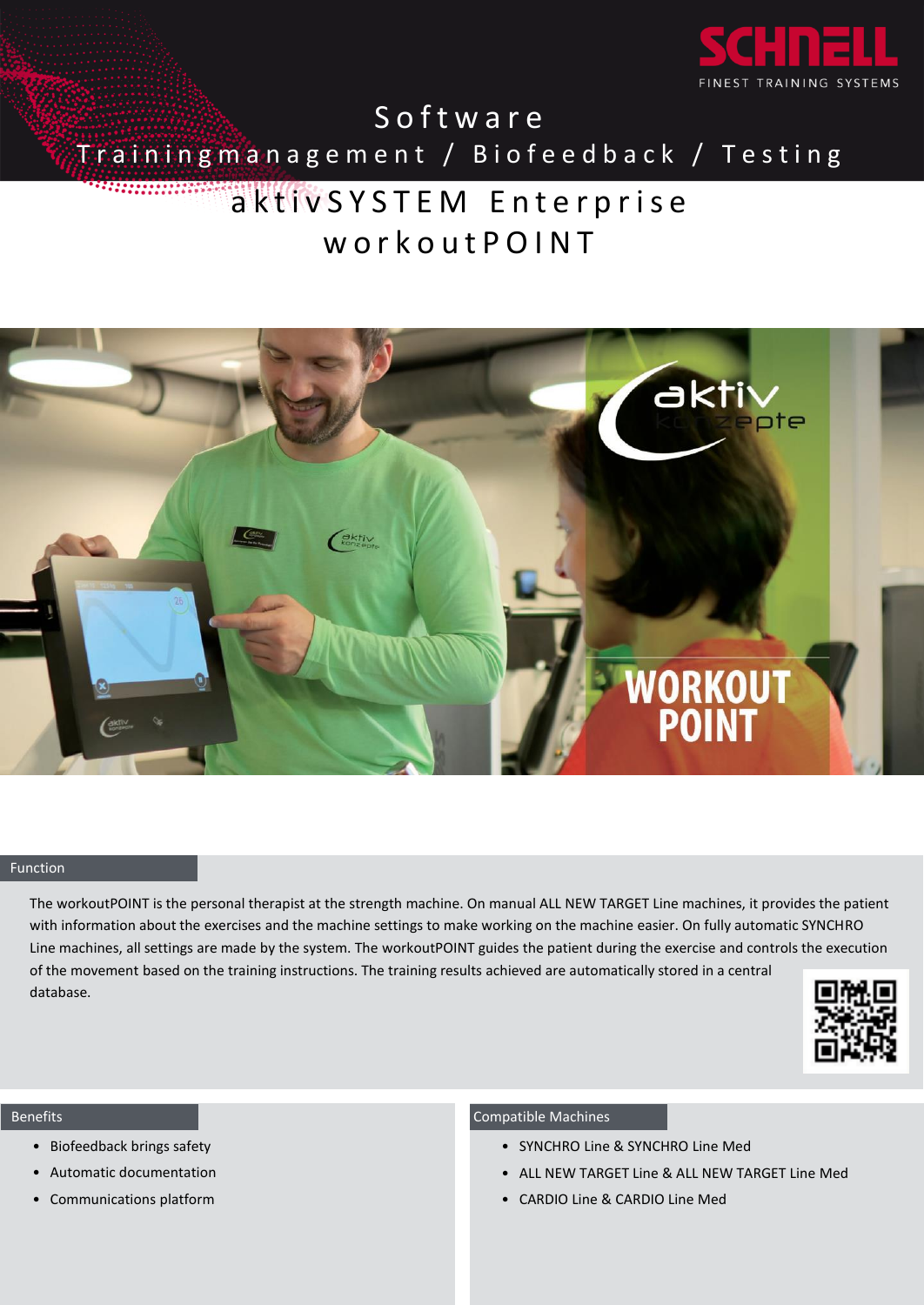SCHNELL
FINEST TRAINING SYSTEMS

# Software

## Trainingmanagement / Biofeedback / Testing

# aktivSYSTEM Enterprise
# workoutPOINT

### Function

The workoutPOINT is the personal therapist at the strength machine. On manual ALL NEW TARGET Line machines, it provides the patient with information about the exercises and the machine settings to make working on the machine easier. On fully automatic SYNCHRO Line machines, all settings are made by the system. The workoutPOINT guides the patient during the exercise and controls the execution of the movement based on the training instructions. The training results achieved are automatically stored in a central database.

### Benefits

- Biofeedback brings safety
- Automatic documentation
- Communications platform

### Compatible Machines

- SYNCHRO Line & SYNCHRO Line Med
- ALL NEW TARGET Line & ALL NEW TARGET Line Med
- CARDIO Line & CARDIO Line Med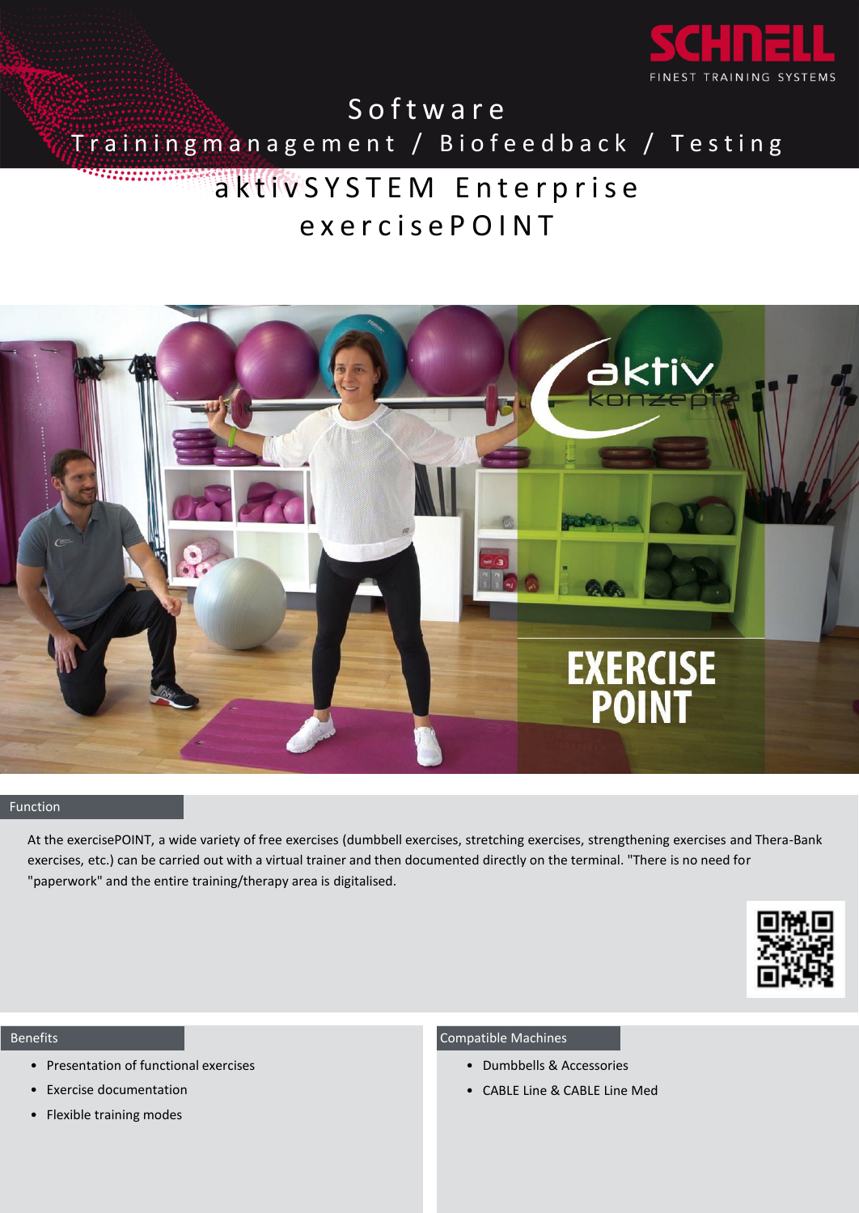# Software

## Trainingmanagement / Biofeedback / Testing

## aktivSYSTEM Enterprise

## exercisePOINT

### Function

At the exercisePOINT, a wide variety of free exercises (dumbbell exercises, stretching exercises, strengthening exercises and Thera-Bank exercises, etc.) can be carried out with a virtual trainer and then documented directly on the terminal. "There is no need for "paperwork" and the entire training/therapy area is digitalised.

### Benefits

- Presentation of functional exercises
- Exercise documentation
- Flexible training modes

### Compatible Machines

- Dumbbells & Accessories
- CABLE Line & CABLE Line Med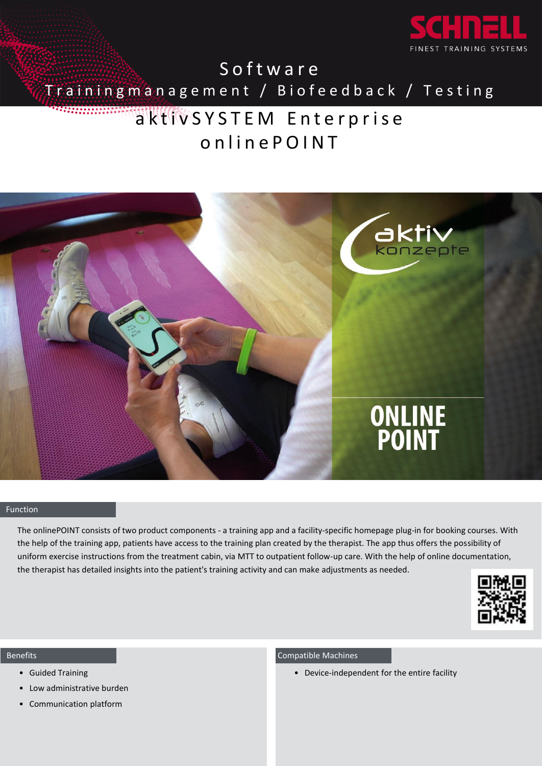SCHNELL
FINEST TRAINING SYSTEMS

# Software

## Trainingmanagement / Biofeedback / Testing

# aktivSYSTEM Enterprise onlinePOINT

## Function

The onlinePOINT consists of two product components - a training app and a facility-specific homepage plug-in for booking courses. With the help of the training app, patients have access to the training plan created by the therapist. The app thus offers the possibility of uniform exercise instructions from the treatment cabin, via MTT to outpatient follow-up care. With the help of online documentation, the therapist has detailed insights into the patient's training activity and can make adjustments as needed.

## Benefits

- Guided Training
- Low administrative burden
- Communication platform

## Compatible Machines

- Device-independent for the entire facility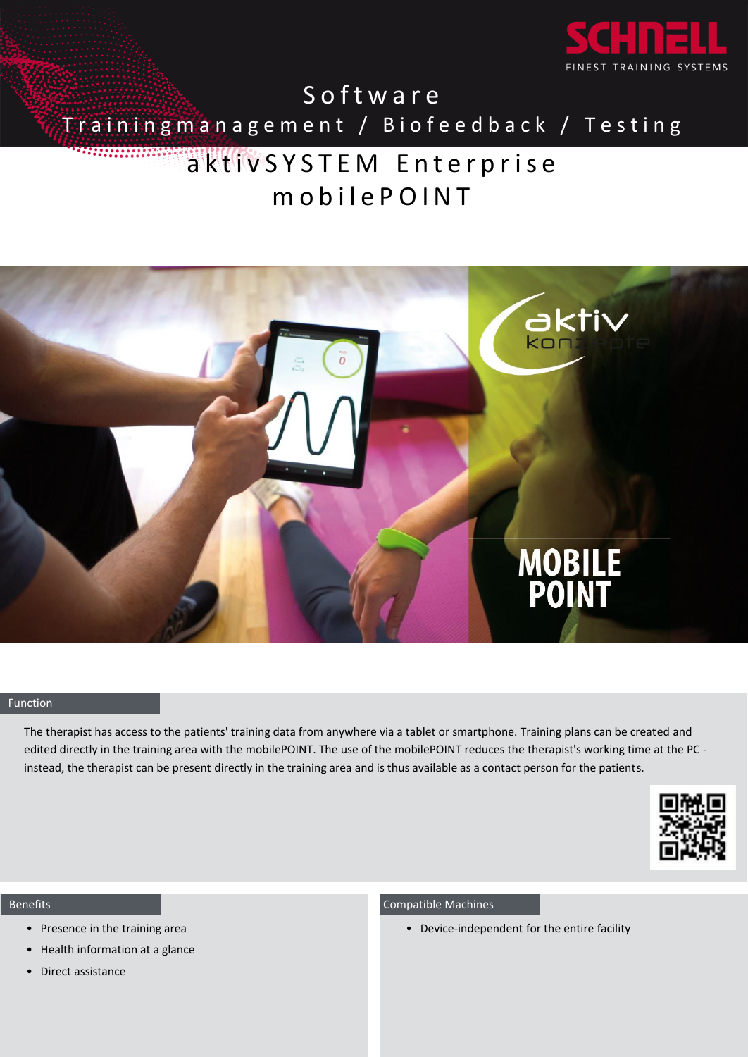SCHNELL

FINEST TRAINING SYSTEMS

# Software

## Trainingmanagement / Biofeedback / Testing

# aktivSYSTEM Enterprise mobilePOINT

## Function

The therapist has access to the patients' training data from anywhere via a tablet or smartphone. Training plans can be created and edited directly in the training area with the mobilePOINT. The use of the mobilePOINT reduces the therapist's working time at the PC - instead, the therapist can be present directly in the training area and is thus available as a contact person for the patients.

## Benefits

- Presence in the training area
- Health information at a glance
- Direct assistance

## Compatible Machines

- Device-independent for the entire facility